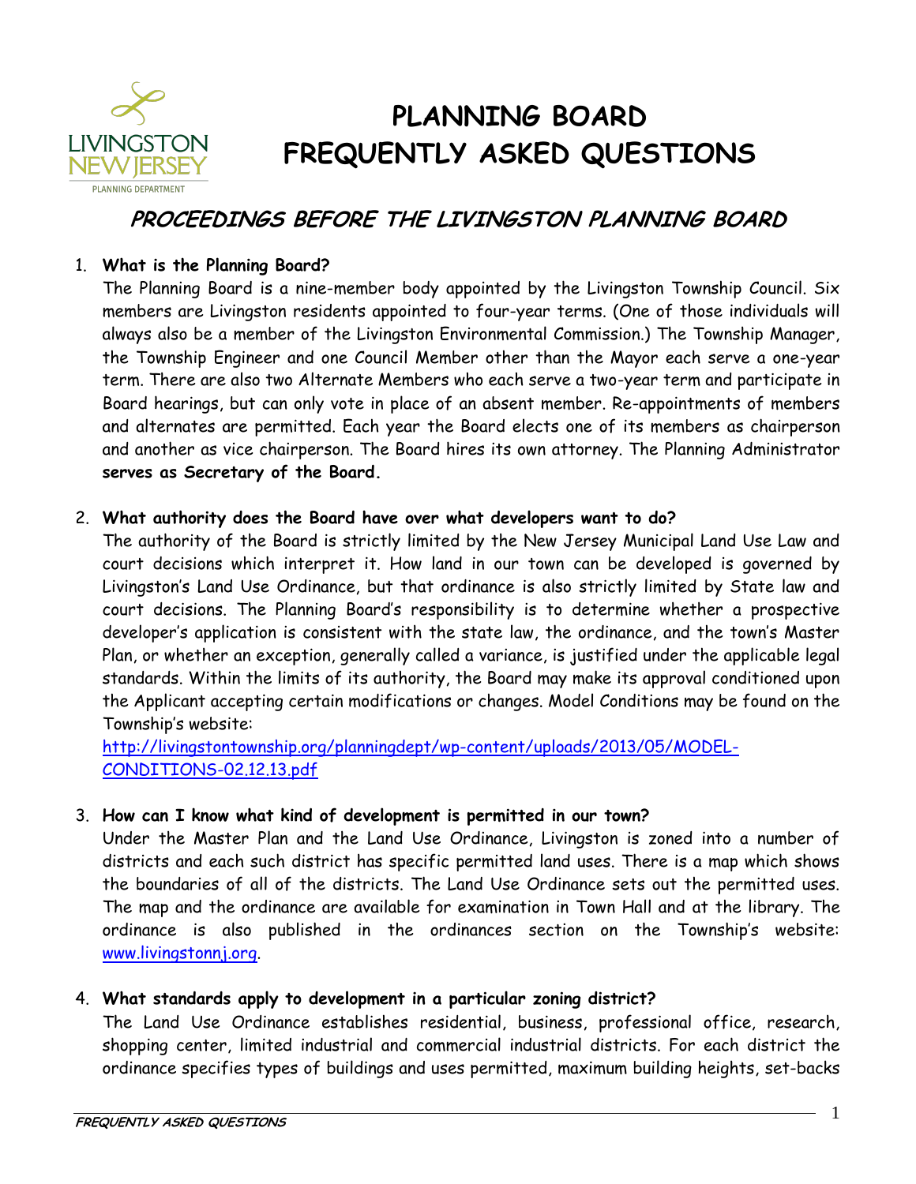# PLANNING BOARD FREQUENTLY ASKED QUESTIONS

LIVINGSTON NEW JERSEY PLANNING DEPARTMENT

## *PROCEEDINGS BEFORE THE LIVINGSTON PLANNING BOARD*

1. **What is the Planning Board?**
   The Planning Board is a nine-member body appointed by the Livingston Township Council. Six members are Livingston residents appointed to four-year terms. (One of those individuals will always also be a member of the Livingston Environmental Commission.) The Township Manager, the Township Engineer and one Council Member other than the Mayor each serve a one-year term. There are also two Alternate Members who each serve a two-year term and participate in Board hearings, but can only vote in place of an absent member. Re-appointments of members and alternates are permitted. Each year the Board elects one of its members as chairperson and another as vice chairperson. The Board hires its own attorney. The Planning Administrator **serves as Secretary of the Board.**

2. **What authority does the Board have over what developers want to do?**
   The authority of the Board is strictly limited by the New Jersey Municipal Land Use Law and court decisions which interpret it. How land in our town can be developed is governed by Livingston's Land Use Ordinance, but that ordinance is also strictly limited by State law and court decisions. The Planning Board's responsibility is to determine whether a prospective developer's application is consistent with the state law, the ordinance, and the town's Master Plan, or whether an exception, generally called a variance, is justified under the applicable legal standards. Within the limits of its authority, the Board may make its approval conditioned upon the Applicant accepting certain modifications or changes. Model Conditions may be found on the Township's website:
   [http://livingstontownship.org/planningdept/wp-content/uploads/2013/05/MODEL-CONDITIONS-02.12.13.pdf](http://livingstontownship.org/planningdept/wp-content/uploads/2013/05/MODEL-CONDITIONS-02.12.13.pdf)

3. **How can I know what kind of development is permitted in our town?**
   Under the Master Plan and the Land Use Ordinance, Livingston is zoned into a number of districts and each such district has specific permitted land uses. There is a map which shows the boundaries of all of the districts. The Land Use Ordinance sets out the permitted uses. The map and the ordinance are available for examination in Town Hall and at the library. The ordinance is also published in the ordinances section on the Township's website: [www.livingstonnj.org](http://www.livingstonnj.org).

4. **What standards apply to development in a particular zoning district?**
   The Land Use Ordinance establishes residential, business, professional office, research, shopping center, limited industrial and commercial industrial districts. For each district the ordinance specifies types of buildings and uses permitted, maximum building heights, set-backs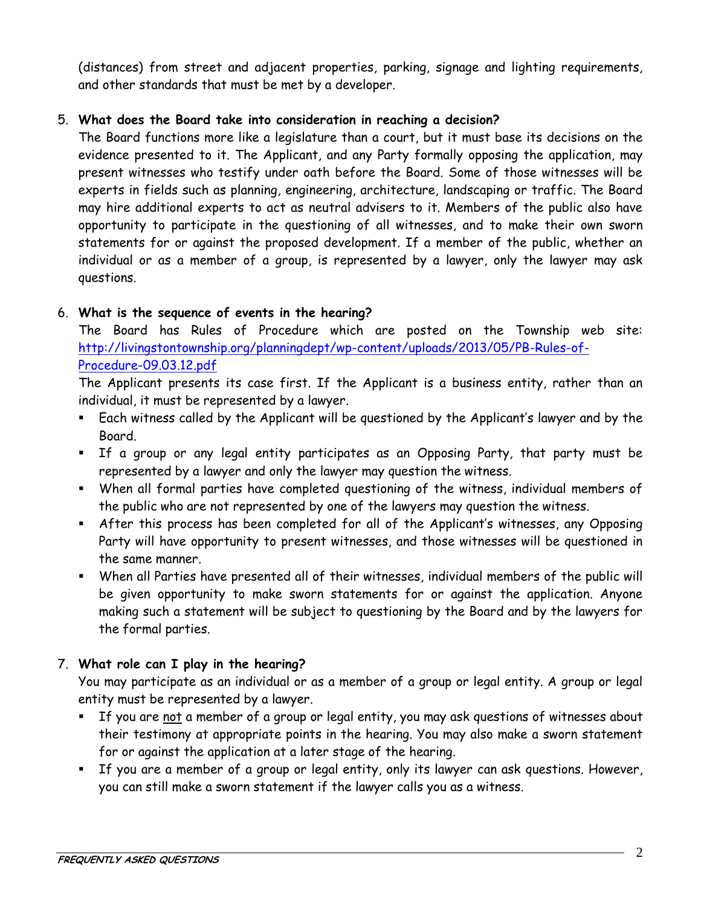(distances) from street and adjacent properties, parking, signage and lighting requirements, and other standards that must be met by a developer.

5. **What does the Board take into consideration in reaching a decision?**
   The Board functions more like a legislature than a court, but it must base its decisions on the evidence presented to it. The Applicant, and any Party formally opposing the application, may present witnesses who testify under oath before the Board. Some of those witnesses will be experts in fields such as planning, engineering, architecture, landscaping or traffic. The Board may hire additional experts to act as neutral advisers to it. Members of the public also have opportunity to participate in the questioning of all witnesses, and to make their own sworn statements for or against the proposed development. If a member of the public, whether an individual or as a member of a group, is represented by a lawyer, only the lawyer may ask questions.

6. **What is the sequence of events in the hearing?**
   The Board has Rules of Procedure which are posted on the Township web site: [http://livingstontownship.org/planningdept/wp-content/uploads/2013/05/PB-Rules-of-Procedure-09.03.12.pdf](http://livingstontownship.org/planningdept/wp-content/uploads/2013/05/PB-Rules-of-Procedure-09.03.12.pdf)
   The Applicant presents its case first. If the Applicant is a business entity, rather than an individual, it must be represented by a lawyer.
   - Each witness called by the Applicant will be questioned by the Applicant's lawyer and by the Board.
   - If a group or any legal entity participates as an Opposing Party, that party must be represented by a lawyer and only the lawyer may question the witness.
   - When all formal parties have completed questioning of the witness, individual members of the public who are not represented by one of the lawyers may question the witness.
   - After this process has been completed for all of the Applicant's witnesses, any Opposing Party will have opportunity to present witnesses, and those witnesses will be questioned in the same manner.
   - When all Parties have presented all of their witnesses, individual members of the public will be given opportunity to make sworn statements for or against the application. Anyone making such a statement will be subject to questioning by the Board and by the lawyers for the formal parties.

7. **What role can I play in the hearing?**
   You may participate as an individual or as a member of a group or legal entity. A group or legal entity must be represented by a lawyer.
   - If you are <u>not</u> a member of a group or legal entity, you may ask questions of witnesses about their testimony at appropriate points in the hearing. You may also make a sworn statement for or against the application at a later stage of the hearing.
   - If you are a member of a group or legal entity, only its lawyer can ask questions. However, you can still make a sworn statement if the lawyer calls you as a witness.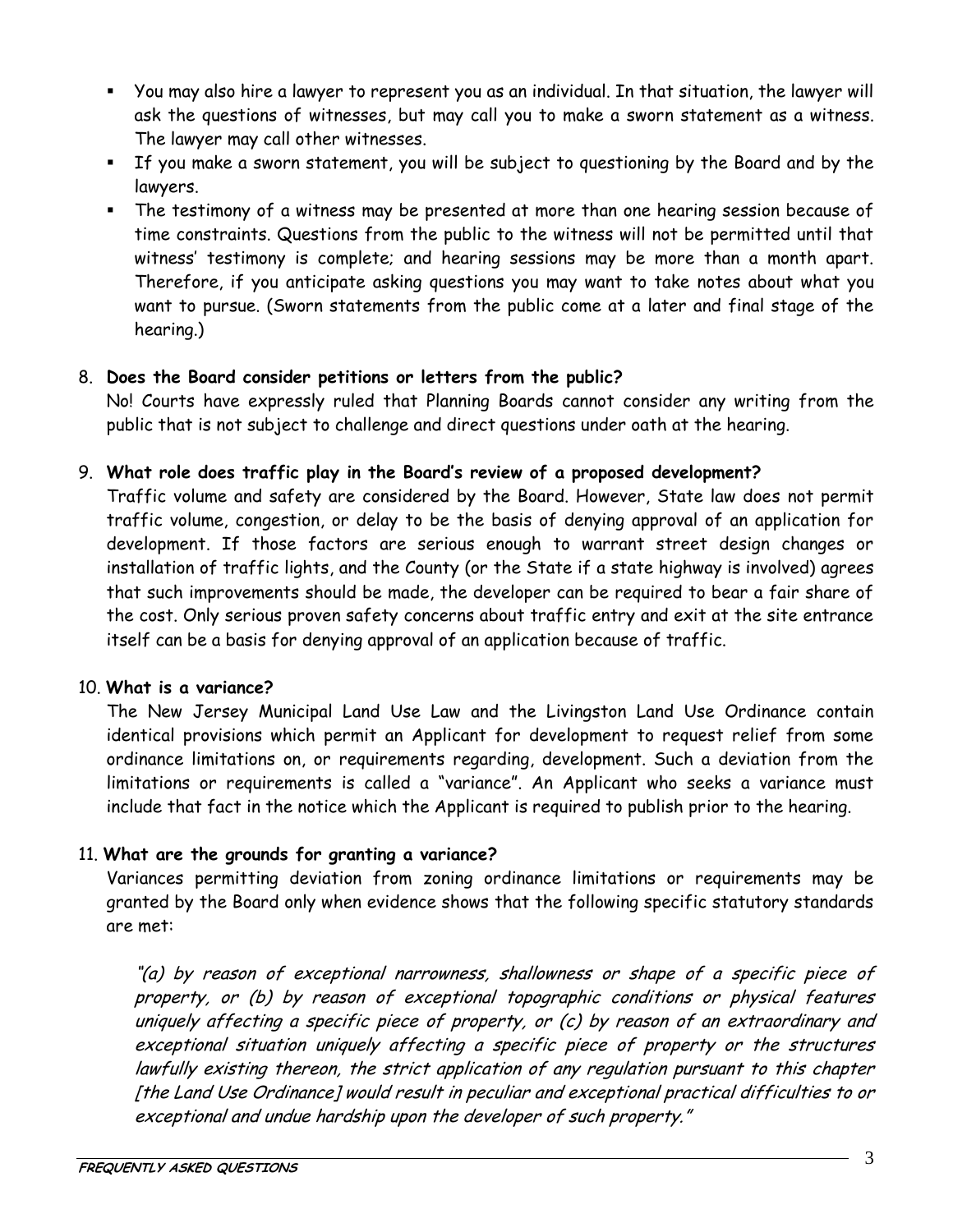- You may also hire a lawyer to represent you as an individual. In that situation, the lawyer will ask the questions of witnesses, but may call you to make a sworn statement as a witness. The lawyer may call other witnesses.
- If you make a sworn statement, you will be subject to questioning by the Board and by the lawyers.
- The testimony of a witness may be presented at more than one hearing session because of time constraints. Questions from the public to the witness will not be permitted until that witness' testimony is complete; and hearing sessions may be more than a month apart. Therefore, if you anticipate asking questions you may want to take notes about what you want to pursue. (Sworn statements from the public come at a later and final stage of the hearing.)

8. **Does the Board consider petitions or letters from the public?**
   No! Courts have expressly ruled that Planning Boards cannot consider any writing from the public that is not subject to challenge and direct questions under oath at the hearing.

9. **What role does traffic play in the Board's review of a proposed development?**
   Traffic volume and safety are considered by the Board. However, State law does not permit traffic volume, congestion, or delay to be the basis of denying approval of an application for development. If those factors are serious enough to warrant street design changes or installation of traffic lights, and the County (or the State if a state highway is involved) agrees that such improvements should be made, the developer can be required to bear a fair share of the cost. Only serious proven safety concerns about traffic entry and exit at the site entrance itself can be a basis for denying approval of an application because of traffic.

10. **What is a variance?**
    The New Jersey Municipal Land Use Law and the Livingston Land Use Ordinance contain identical provisions which permit an Applicant for development to request relief from some ordinance limitations on, or requirements regarding, development. Such a deviation from the limitations or requirements is called a "variance". An Applicant who seeks a variance must include that fact in the notice which the Applicant is required to publish prior to the hearing.

11. **What are the grounds for granting a variance?**
    Variances permitting deviation from zoning ordinance limitations or requirements may be granted by the Board only when evidence shows that the following specific statutory standards are met:

    *"(a) by reason of exceptional narrowness, shallowness or shape of a specific piece of property, or (b) by reason of exceptional topographic conditions or physical features uniquely affecting a specific piece of property, or (c) by reason of an extraordinary and exceptional situation uniquely affecting a specific piece of property or the structures lawfully existing thereon, the strict application of any regulation pursuant to this chapter [the Land Use Ordinance] would result in peculiar and exceptional practical difficulties to or exceptional and undue hardship upon the developer of such property."*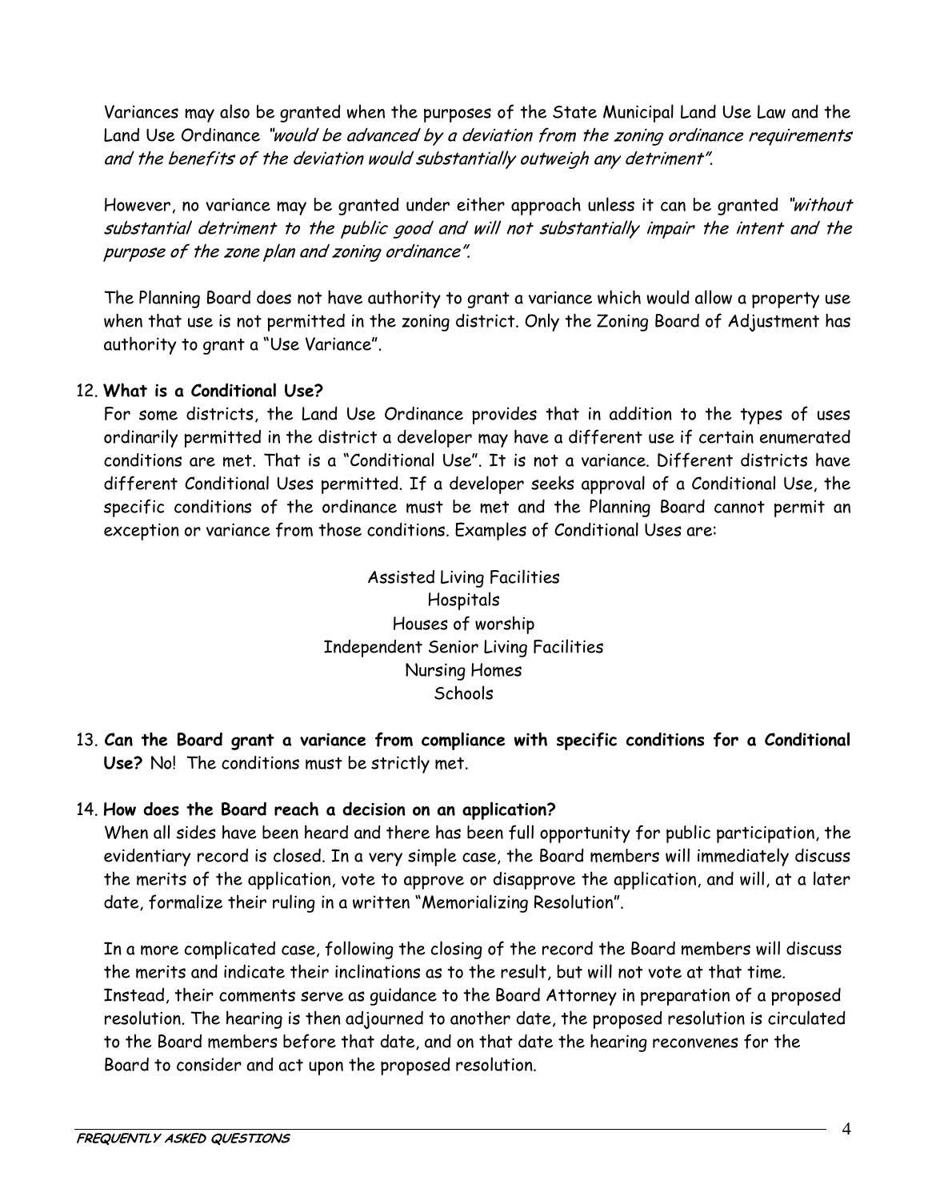Variances may also be granted when the purposes of the State Municipal Land Use Law and the Land Use Ordinance *"would be advanced by a deviation from the zoning ordinance requirements and the benefits of the deviation would substantially outweigh any detriment"*.

However, no variance may be granted under either approach unless it can be granted *"without substantial detriment to the public good and will not substantially impair the intent and the purpose of the zone plan and zoning ordinance"*.

The Planning Board does not have authority to grant a variance which would allow a property use when that use is not permitted in the zoning district. Only the Zoning Board of Adjustment has authority to grant a "Use Variance".

12. **What is a Conditional Use?**
For some districts, the Land Use Ordinance provides that in addition to the types of uses ordinarily permitted in the district a developer may have a different use if certain enumerated conditions are met. That is a "Conditional Use". It is not a variance. Different districts have different Conditional Uses permitted. If a developer seeks approval of a Conditional Use, the specific conditions of the ordinance must be met and the Planning Board cannot permit an exception or variance from those conditions. Examples of Conditional Uses are:

Assisted Living Facilities
Hospitals
Houses of worship
Independent Senior Living Facilities
Nursing Homes
Schools

13. **Can the Board grant a variance from compliance with specific conditions for a Conditional Use?** No! The conditions must be strictly met.

14. **How does the Board reach a decision on an application?**
When all sides have been heard and there has been full opportunity for public participation, the evidentiary record is closed. In a very simple case, the Board members will immediately discuss the merits of the application, vote to approve or disapprove the application, and will, at a later date, formalize their ruling in a written "Memorializing Resolution".

In a more complicated case, following the closing of the record the Board members will discuss the merits and indicate their inclinations as to the result, but will not vote at that time. Instead, their comments serve as guidance to the Board Attorney in preparation of a proposed resolution. The hearing is then adjourned to another date, the proposed resolution is circulated to the Board members before that date, and on that date the hearing reconvenes for the Board to consider and act upon the proposed resolution.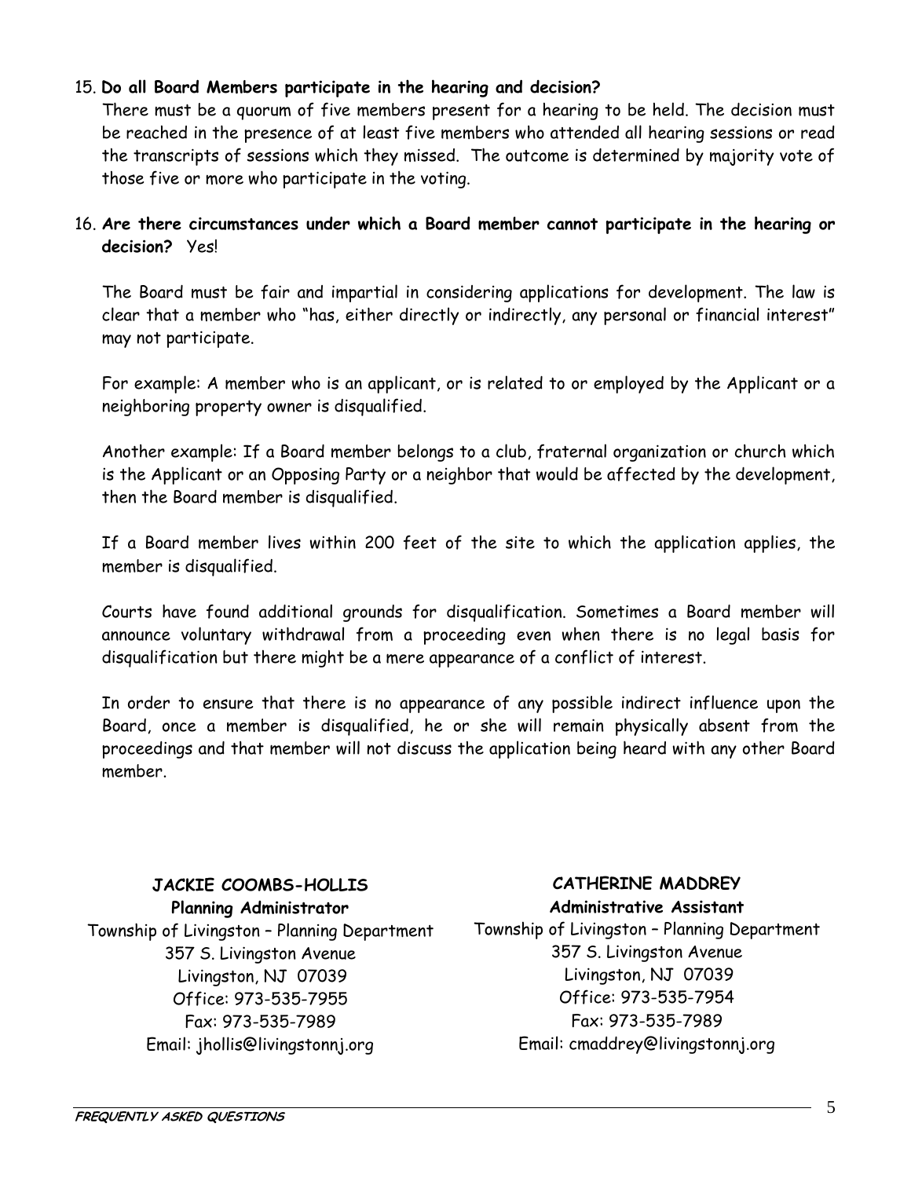15. **Do all Board Members participate in the hearing and decision?**
    There must be a quorum of five members present for a hearing to be held. The decision must be reached in the presence of at least five members who attended all hearing sessions or read the transcripts of sessions which they missed. The outcome is determined by majority vote of those five or more who participate in the voting.

16. **Are there circumstances under which a Board member cannot participate in the hearing or decision?** Yes!

    The Board must be fair and impartial in considering applications for development. The law is clear that a member who "has, either directly or indirectly, any personal or financial interest" may not participate.

    For example: A member who is an applicant, or is related to or employed by the Applicant or a neighboring property owner is disqualified.

    Another example: If a Board member belongs to a club, fraternal organization or church which is the Applicant or an Opposing Party or a neighbor that would be affected by the development, then the Board member is disqualified.

    If a Board member lives within 200 feet of the site to which the application applies, the member is disqualified.

    Courts have found additional grounds for disqualification. Sometimes a Board member will announce voluntary withdrawal from a proceeding even when there is no legal basis for disqualification but there might be a mere appearance of a conflict of interest.

    In order to ensure that there is no appearance of any possible indirect influence upon the Board, once a member is disqualified, he or she will remain physically absent from the proceedings and that member will not discuss the application being heard with any other Board member.

**JACKIE COOMBS-HOLLIS**
**Planning Administrator**
Township of Livingston – Planning Department
357 S. Livingston Avenue
Livingston, NJ 07039
Office: 973-535-7955
Fax: 973-535-7989
Email: jhollis@livingstonnj.org

**CATHERINE MADDREY**
**Administrative Assistant**
Township of Livingston – Planning Department
357 S. Livingston Avenue
Livingston, NJ 07039
Office: 973-535-7954
Fax: 973-535-7989
Email: cmaddrey@livingstonnj.org